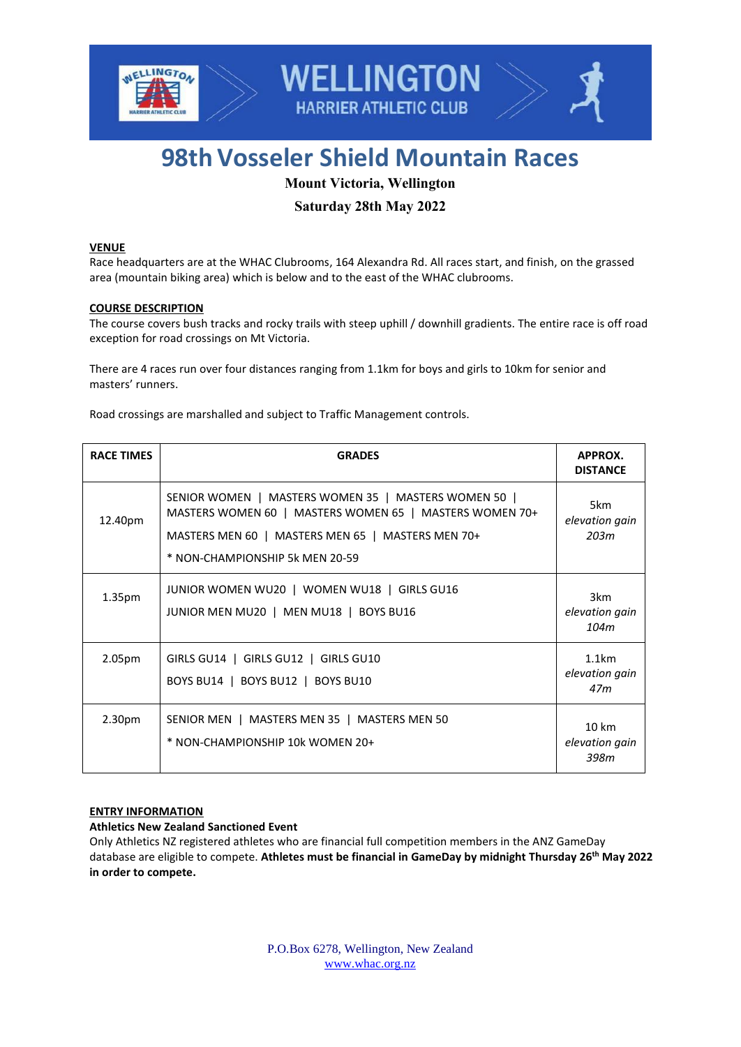# 98th Vosseler Shield Mountain Races

**Mount Victoria, Wellington**

**Saturday 28th May 2022**

**VENUE**

Race headquarters are at the WHAC Clubrooms, 164 Alexandra Rd. All races start, and finish, on the grassed area (mountain biking area) which is below and to the east of the WHAC clubrooms.

**COURSE DESCRIPTION**

The course covers bush tracks and rocky trails with steep uphill / downhill gradients. The entire race is off road exception for road crossings on Mt Victoria.

There are 4 races run over four distances ranging from 1.1km for boys and girls to 10km for senior and masters' runners.

Road crossings are marshalled and subject to Traffic Management controls.

| RACE TIMES | GRADES | APPROX. DISTANCE |
|---|---|---|
| 12.40pm | SENIOR WOMEN \| MASTERS WOMEN 35 \| MASTERS WOMEN 50 \| MASTERS WOMEN 60 \| MASTERS WOMEN 65 \| MASTERS WOMEN 70+<br>MASTERS MEN 60 \| MASTERS MEN 65 \| MASTERS MEN 70+<br>* NON-CHAMPIONSHIP 5k MEN 20-59 | 5km *elevation gain 203m* |
| 1.35pm | JUNIOR WOMEN WU20 \| WOMEN WU18 \| GIRLS GU16<br>JUNIOR MEN MU20 \| MEN MU18 \| BOYS BU16 | 3km *elevation gain 104m* |
| 2.05pm | GIRLS GU14 \| GIRLS GU12 \| GIRLS GU10<br>BOYS BU14 \| BOYS BU12 \| BOYS BU10 | 1.1km *elevation gain 47m* |
| 2.30pm | SENIOR MEN \| MASTERS MEN 35 \| MASTERS MEN 50<br>* NON-CHAMPIONSHIP 10k WOMEN 20+ | 10 km *elevation gain 398m* |

**ENTRY INFORMATION**

**Athletics New Zealand Sanctioned Event**

Only Athletics NZ registered athletes who are financial full competition members in the ANZ GameDay database are eligible to compete. **Athletes must be financial in GameDay by midnight Thursday 26th May 2022 in order to compete.**

P.O.Box 6278, Wellington, New Zealand
www.whac.org.nz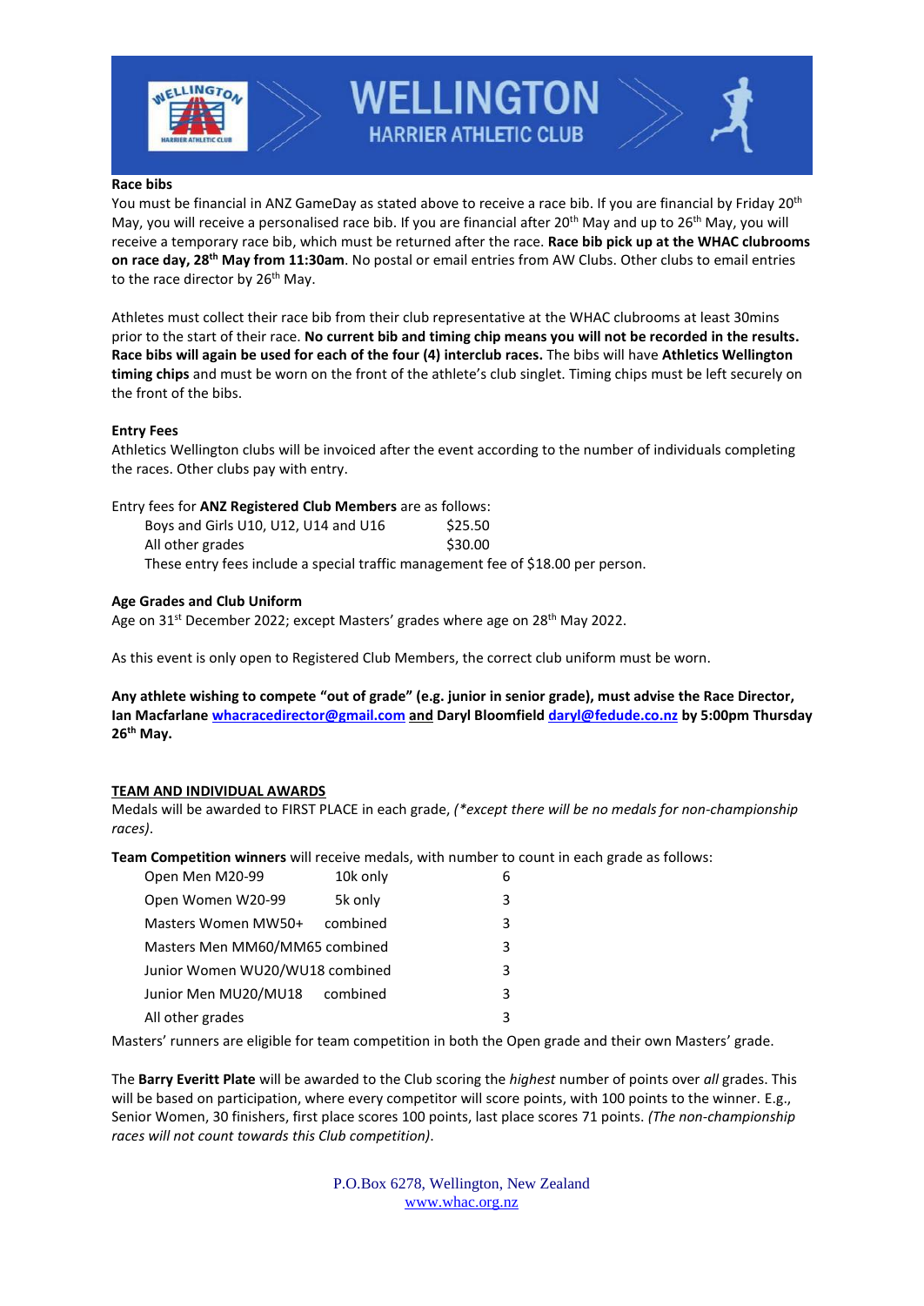**Race bibs**

You must be financial in ANZ GameDay as stated above to receive a race bib. If you are financial by Friday 20th May, you will receive a personalised race bib. If you are financial after 20th May and up to 26th May, you will receive a temporary race bib, which must be returned after the race. **Race bib pick up at the WHAC clubrooms on race day, 28th May from 11:30am**. No postal or email entries from AW Clubs. Other clubs to email entries to the race director by 26th May.

Athletes must collect their race bib from their club representative at the WHAC clubrooms at least 30mins prior to the start of their race. **No current bib and timing chip means you will not be recorded in the results. Race bibs will again be used for each of the four (4) interclub races.** The bibs will have **Athletics Wellington timing chips** and must be worn on the front of the athlete's club singlet. Timing chips must be left securely on the front of the bibs.

**Entry Fees**

Athletics Wellington clubs will be invoiced after the event according to the number of individuals completing the races. Other clubs pay with entry.

Entry fees for **ANZ Registered Club Members** are as follows:

| | |
|---|---|
| Boys and Girls U10, U12, U14 and U16 | $25.50 |
| All other grades | $30.00 |

These entry fees include a special traffic management fee of $18.00 per person.

**Age Grades and Club Uniform**

Age on 31st December 2022; except Masters' grades where age on 28th May 2022.

As this event is only open to Registered Club Members, the correct club uniform must be worn.

**Any athlete wishing to compete "out of grade" (e.g. junior in senior grade), must advise the Race Director, Ian Macfarlane whacracedirector@gmail.com and Daryl Bloomfield daryl@fedude.co.nz by 5:00pm Thursday 26th May.**

**TEAM AND INDIVIDUAL AWARDS**

Medals will be awarded to FIRST PLACE in each grade, *(\*except there will be no medals for non-championship races)*.

**Team Competition winners** will receive medals, with number to count in each grade as follows:

| Grade | | Number to count |
|---|---|---|
| Open Men M20-99 | 10k only | 6 |
| Open Women W20-99 | 5k only | 3 |
| Masters Women MW50+ | combined | 3 |
| Masters Men MM60/MM65 | combined | 3 |
| Junior Women WU20/WU18 | combined | 3 |
| Junior Men MU20/MU18 | combined | 3 |
| All other grades | | 3 |

Masters' runners are eligible for team competition in both the Open grade and their own Masters' grade.

The **Barry Everitt Plate** will be awarded to the Club scoring the *highest* number of points over *all* grades. This will be based on participation, where every competitor will score points, with 100 points to the winner. E.g., Senior Women, 30 finishers, first place scores 100 points, last place scores 71 points. *(The non-championship races will not count towards this Club competition)*.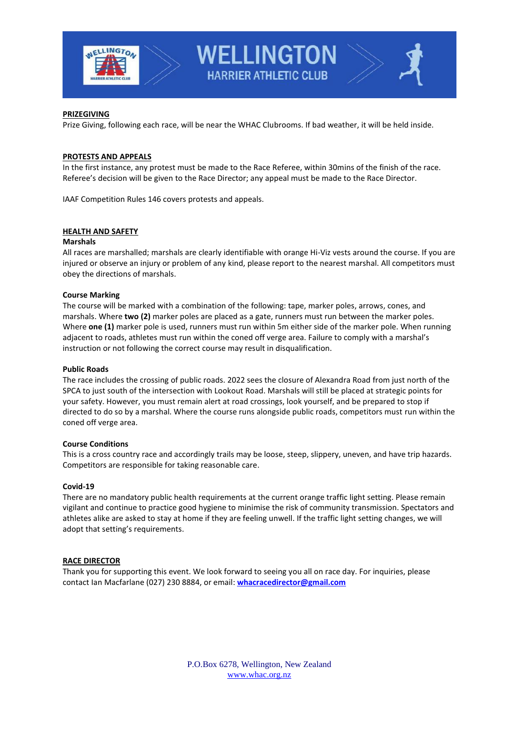## PRIZEGIVING

Prize Giving, following each race, will be near the WHAC Clubrooms. If bad weather, it will be held inside.

## PROTESTS AND APPEALS

In the first instance, any protest must be made to the Race Referee, within 30mins of the finish of the race. Referee's decision will be given to the Race Director; any appeal must be made to the Race Director.

IAAF Competition Rules 146 covers protests and appeals.

## HEALTH AND SAFETY

### Marshals

All races are marshalled; marshals are clearly identifiable with orange Hi-Viz vests around the course. If you are injured or observe an injury or problem of any kind, please report to the nearest marshal. All competitors must obey the directions of marshals.

### Course Marking

The course will be marked with a combination of the following: tape, marker poles, arrows, cones, and marshals. Where **two (2)** marker poles are placed as a gate, runners must run between the marker poles. Where **one (1)** marker pole is used, runners must run within 5m either side of the marker pole. When running adjacent to roads, athletes must run within the coned off verge area. Failure to comply with a marshal's instruction or not following the correct course may result in disqualification.

### Public Roads

The race includes the crossing of public roads. 2022 sees the closure of Alexandra Road from just north of the SPCA to just south of the intersection with Lookout Road. Marshals will still be placed at strategic points for your safety. However, you must remain alert at road crossings, look yourself, and be prepared to stop if directed to do so by a marshal. Where the course runs alongside public roads, competitors must run within the coned off verge area.

### Course Conditions

This is a cross country race and accordingly trails may be loose, steep, slippery, uneven, and have trip hazards. Competitors are responsible for taking reasonable care.

### Covid-19

There are no mandatory public health requirements at the current orange traffic light setting. Please remain vigilant and continue to practice good hygiene to minimise the risk of community transmission. Spectators and athletes alike are asked to stay at home if they are feeling unwell. If the traffic light setting changes, we will adopt that setting's requirements.

## RACE DIRECTOR

Thank you for supporting this event. We look forward to seeing you all on race day. For inquiries, please contact Ian Macfarlane (027) 230 8884, or email: **whacracedirector@gmail.com**

P.O.Box 6278, Wellington, New Zealand
www.whac.org.nz